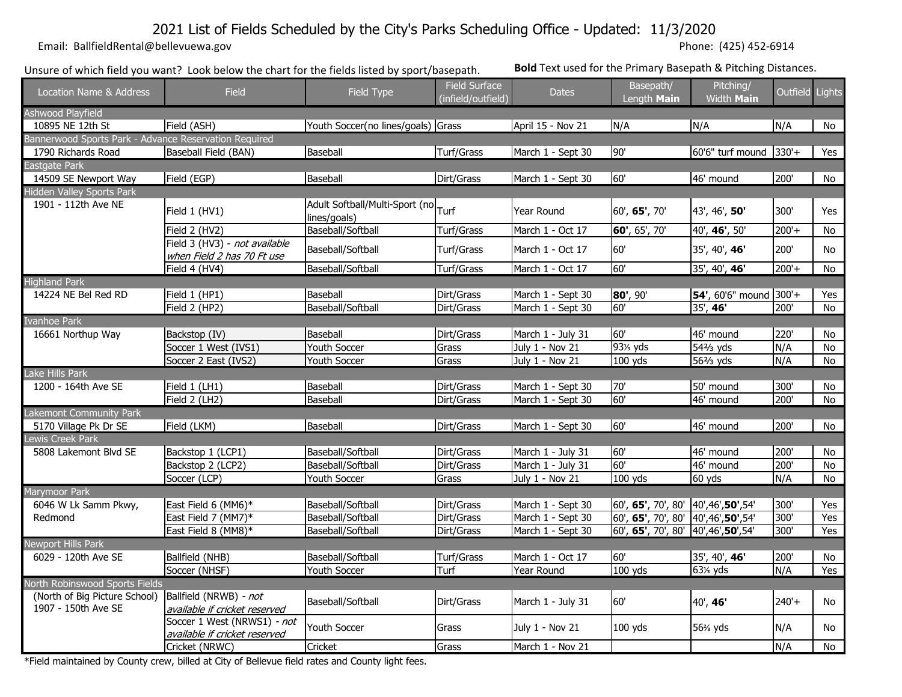# 2021 List of Fields Scheduled by the City's Parks Scheduling Office - Updated: 11/3/2020

Email: BallfieldRental@bellevuewa.gov

Phone: (425) 452-6914

Unsure of which field you want? Look below the chart for the fields listed by sport/basepath.

**Bold** Text used for the Primary Basepath & Pitching Distances.

| Location Name & Address | Field | Field Type | Field Surface (infield/outfield) | Dates | Basepath/ Length **Main** | Pitching/ Width **Main** | Outfield | Lights |
|---|---|---|---|---|---|---|---|---|
| **Ashwood Playfield** | | | | | | | | |
| 10895 NE 12th St | Field (ASH) | Youth Soccer(no lines/goals) | Grass | April 15 - Nov 21 | N/A | N/A | N/A | No |
| **Bannerwood Sports Park - Advance Reservation Required** | | | | | | | | |
| 1790 Richards Road | Baseball Field (BAN) | Baseball | Turf/Grass | March 1 - Sept 30 | 90' | 60'6" turf mound | 330'+ | Yes |
| **Eastgate Park** | | | | | | | | |
| 14509 SE Newport Way | Field (EGP) | Baseball | Dirt/Grass | March 1 - Sept 30 | 60' | 46' mound | 200' | No |
| **Hidden Valley Sports Park** | | | | | | | | |
| 1901 - 112th Ave NE | Field 1 (HV1) | Adult Softball/Multi-Sport (no lines/goals) | Turf | Year Round | 60', **65'**, 70' | 43', 46', **50'** | 300' | Yes |
| | Field 2 (HV2) | Baseball/Softball | Turf/Grass | March 1 - Oct 17 | **60'**, 65', 70' | 40', **46'**, 50' | 200'+ | No |
| | Field 3 (HV3) - *not available when Field 2 has 70 Ft use* | Baseball/Softball | Turf/Grass | March 1 - Oct 17 | 60' | 35', 40', **46'** | 200' | No |
| | Field 4 (HV4) | Baseball/Softball | Turf/Grass | March 1 - Oct 17 | 60' | 35', 40', **46'** | 200'+ | No |
| **Highland Park** | | | | | | | | |
| 14224 NE Bel Red RD | Field 1 (HP1) | Baseball | Dirt/Grass | March 1 - Sept 30 | **80'**, 90' | **54'**, 60'6" mound | 300'+ | Yes |
| | Field 2 (HP2) | Baseball/Softball | Dirt/Grass | March 1 - Sept 30 | 60' | 35', **46'** | 200' | No |
| **Ivanhoe Park** | | | | | | | | |
| 16661 Northup Way | Backstop (IV) | Baseball | Dirt/Grass | March 1 - July 31 | 60' | 46' mound | 220' | No |
| | Soccer 1 West (IVS1) | Youth Soccer | Grass | July 1 - Nov 21 | 93⅓ yds | 54⅔ yds | N/A | No |
| | Soccer 2 East (IVS2) | Youth Soccer | Grass | July 1 - Nov 21 | 100 yds | 56⅔ yds | N/A | No |
| **Lake Hills Park** | | | | | | | | |
| 1200 - 164th Ave SE | Field 1 (LH1) | Baseball | Dirt/Grass | March 1 - Sept 30 | 70' | 50' mound | 300' | No |
| | Field 2 (LH2) | Baseball | Dirt/Grass | March 1 - Sept 30 | 60' | 46' mound | 200' | No |
| **Lakemont Community Park** | | | | | | | | |
| 5170 Village Pk Dr SE | Field (LKM) | Baseball | Dirt/Grass | March 1 - Sept 30 | 60' | 46' mound | 200' | No |
| **Lewis Creek Park** | | | | | | | | |
| 5808 Lakemont Blvd SE | Backstop 1 (LCP1) | Baseball/Softball | Dirt/Grass | March 1 - July 31 | 60' | 46' mound | 200' | No |
| | Backstop 2 (LCP2) | Baseball/Softball | Dirt/Grass | March 1 - July 31 | 60' | 46' mound | 200' | No |
| | Soccer (LCP) | Youth Soccer | Grass | July 1 - Nov 21 | 100 yds | 60 yds | N/A | No |
| **Marymoor Park** | | | | | | | | |
| 6046 W Lk Samm Pkwy, Redmond | East Field 6 (MM6)* | Baseball/Softball | Dirt/Grass | March 1 - Sept 30 | 60', **65'**, 70', 80' | 40',46',**50'**,54' | 300' | Yes |
| | East Field 7 (MM7)* | Baseball/Softball | Dirt/Grass | March 1 - Sept 30 | 60', **65'**, 70', 80' | 40',46',**50'**,54' | 300' | Yes |
| | East Field 8 (MM8)* | Baseball/Softball | Dirt/Grass | March 1 - Sept 30 | 60', **65'**, 70', 80' | 40',46',**50'**,54' | 300' | Yes |
| **Newport Hills Park** | | | | | | | | |
| 6029 - 120th Ave SE | Ballfield (NHB) | Baseball/Softball | Turf/Grass | March 1 - Oct 17 | 60' | 35', 40', **46'** | 200' | No |
| | Soccer (NHSF) | Youth Soccer | Turf | Year Round | 100 yds | 63⅓ yds | N/A | Yes |
| **North Robinswood Sports Fields** | | | | | | | | |
| (North of Big Picture School) 1907 - 150th Ave SE | Ballfield (NRWB) - *not available if cricket reserved* | Baseball/Softball | Dirt/Grass | March 1 - July 31 | 60' | 40', **46'** | 240'+ | No |
| | Soccer 1 West (NRWS1) - *not available if cricket reserved* | Youth Soccer | Grass | July 1 - Nov 21 | 100 yds | 56⅔ yds | N/A | No |
| | Cricket (NRWC) | Cricket | Grass | March 1 - Nov 21 | | | N/A | No |

*Field maintained by County crew, billed at City of Bellevue field rates and County light fees.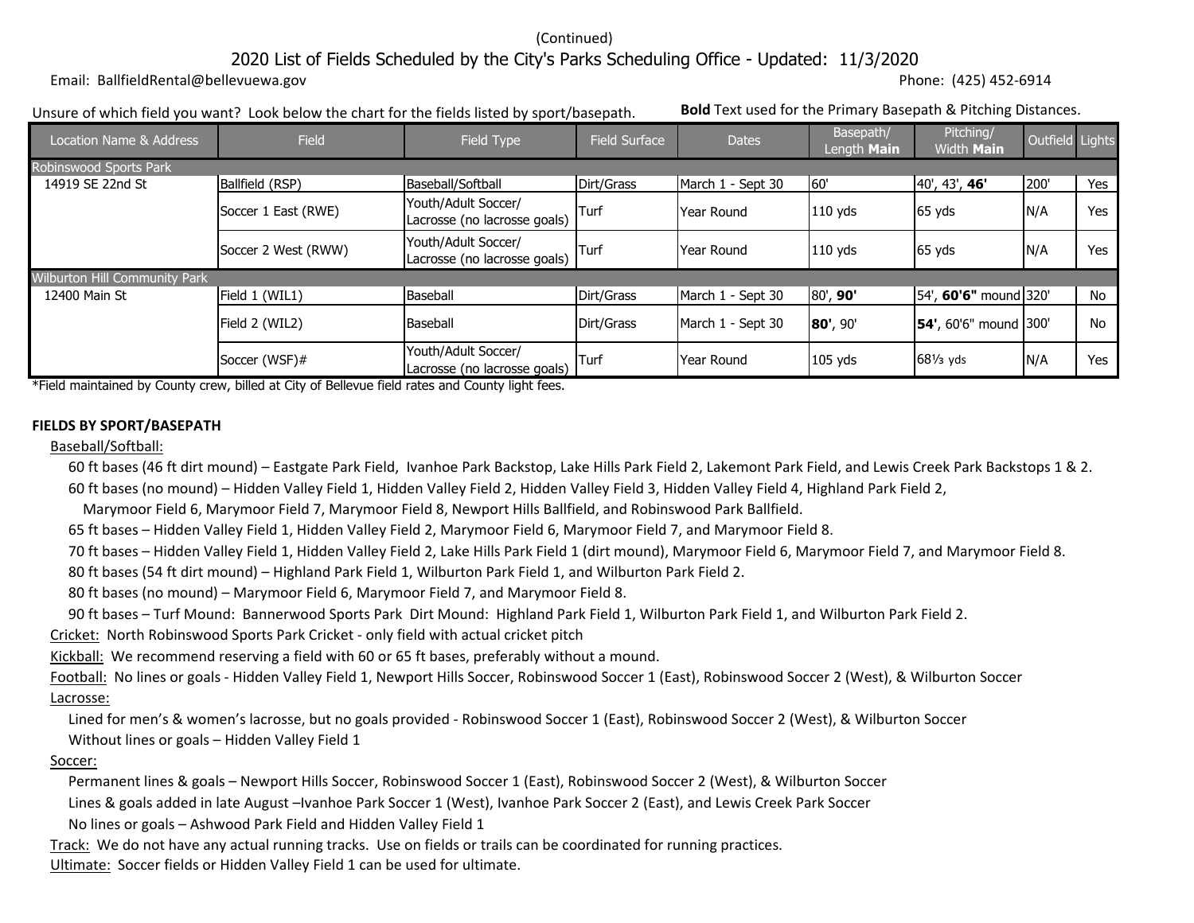(Continued)

# 2020 List of Fields Scheduled by the City's Parks Scheduling Office - Updated: 11/3/2020

Email: BallfieldRental@bellevuewa.gov

Phone: (425) 452-6914

Unsure of which field you want? Look below the chart for the fields listed by sport/basepath.

**Bold** Text used for the Primary Basepath & Pitching Distances.

| Location Name & Address | Field | Field Type | Field Surface | Dates | Basepath/ Length **Main** | Pitching/ Width **Main** | Outfield | Lights |
|---|---|---|---|---|---|---|---|---|
| Robinswood Sports Park | | | | | | | | |
| 14919 SE 22nd St | Ballfield (RSP) | Baseball/Softball | Dirt/Grass | March 1 - Sept 30 | 60' | 40', 43', **46'** | 200' | Yes |
| | Soccer 1 East (RWE) | Youth/Adult Soccer/ Lacrosse (no lacrosse goals) | Turf | Year Round | 110 yds | 65 yds | N/A | Yes |
| | Soccer 2 West (RWW) | Youth/Adult Soccer/ Lacrosse (no lacrosse goals) | Turf | Year Round | 110 yds | 65 yds | N/A | Yes |
| Wilburton Hill Community Park | | | | | | | | |
| 12400 Main St | Field 1 (WIL1) | Baseball | Dirt/Grass | March 1 - Sept 30 | 80', **90'** | 54', **60'6"** mound | 320' | No |
| | Field 2 (WIL2) | Baseball | Dirt/Grass | March 1 - Sept 30 | **80'**, 90' | **54'**, 60'6" mound | 300' | No |
| | Soccer (WSF)# | Youth/Adult Soccer/ Lacrosse (no lacrosse goals) | Turf | Year Round | 105 yds | 68⅓ yds | N/A | Yes |

*Field maintained by County crew, billed at City of Bellevue field rates and County light fees.

**FIELDS BY SPORT/BASEPATH**

Baseball/Softball:

- 60 ft bases (46 ft dirt mound) – Eastgate Park Field, Ivanhoe Park Backstop, Lake Hills Park Field 2, Lakemont Park Field, and Lewis Creek Park Backstops 1 & 2.
- 60 ft bases (no mound) – Hidden Valley Field 1, Hidden Valley Field 2, Hidden Valley Field 3, Hidden Valley Field 4, Highland Park Field 2, Marymoor Field 6, Marymoor Field 7, Marymoor Field 8, Newport Hills Ballfield, and Robinswood Park Ballfield.
- 65 ft bases – Hidden Valley Field 1, Hidden Valley Field 2, Marymoor Field 6, Marymoor Field 7, and Marymoor Field 8.
- 70 ft bases – Hidden Valley Field 1, Hidden Valley Field 2, Lake Hills Park Field 1 (dirt mound), Marymoor Field 6, Marymoor Field 7, and Marymoor Field 8.
- 80 ft bases (54 ft dirt mound) – Highland Park Field 1, Wilburton Park Field 1, and Wilburton Park Field 2.
- 80 ft bases (no mound) – Marymoor Field 6, Marymoor Field 7, and Marymoor Field 8.
- 90 ft bases – Turf Mound: Bannerwood Sports Park Dirt Mound: Highland Park Field 1, Wilburton Park Field 1, and Wilburton Park Field 2.

Cricket: North Robinswood Sports Park Cricket - only field with actual cricket pitch

Kickball: We recommend reserving a field with 60 or 65 ft bases, preferably without a mound.

Football: No lines or goals - Hidden Valley Field 1, Newport Hills Soccer, Robinswood Soccer 1 (East), Robinswood Soccer 2 (West), & Wilburton Soccer

Lacrosse:

- Lined for men's & women's lacrosse, but no goals provided - Robinswood Soccer 1 (East), Robinswood Soccer 2 (West), & Wilburton Soccer
- Without lines or goals – Hidden Valley Field 1

Soccer:

- Permanent lines & goals – Newport Hills Soccer, Robinswood Soccer 1 (East), Robinswood Soccer 2 (West), & Wilburton Soccer
- Lines & goals added in late August –Ivanhoe Park Soccer 1 (West), Ivanhoe Park Soccer 2 (East), and Lewis Creek Park Soccer
- No lines or goals – Ashwood Park Field and Hidden Valley Field 1

Track: We do not have any actual running tracks. Use on fields or trails can be coordinated for running practices.

Ultimate: Soccer fields or Hidden Valley Field 1 can be used for ultimate.